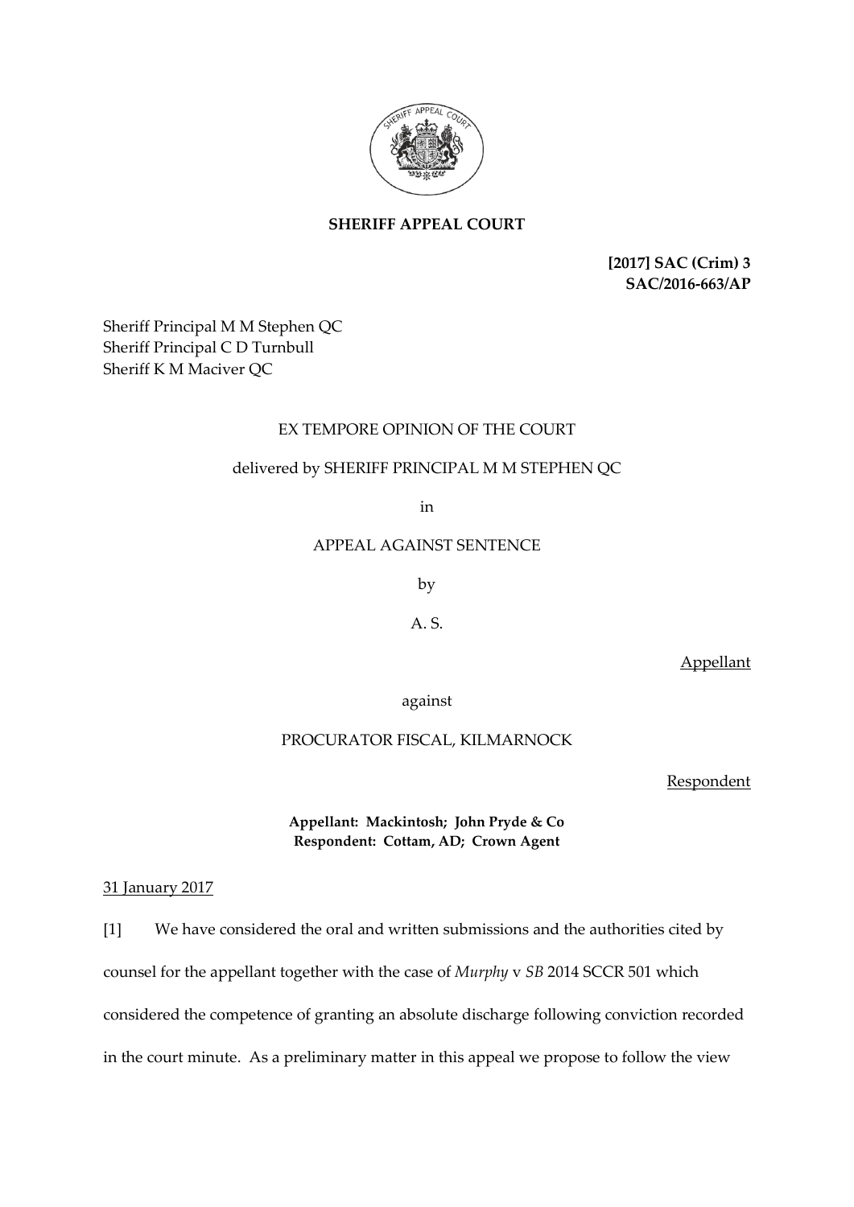**SHERIFF APPEAL COURT**

**[2017] SAC (Crim) 3**
**SAC/2016-663/AP**

Sheriff Principal M M Stephen QC
Sheriff Principal C D Turnbull
Sheriff K M Maciver QC

EX TEMPORE OPINION OF THE COURT

delivered by SHERIFF PRINCIPAL M M STEPHEN QC

in

APPEAL AGAINST SENTENCE

by

A. S.

Appellant

against

PROCURATOR FISCAL, KILMARNOCK

Respondent

**Appellant: Mackintosh; John Pryde & Co**
**Respondent: Cottam, AD; Crown Agent**

31 January 2017

[1] We have considered the oral and written submissions and the authorities cited by counsel for the appellant together with the case of *Murphy* v *SB* 2014 SCCR 501 which considered the competence of granting an absolute discharge following conviction recorded in the court minute. As a preliminary matter in this appeal we propose to follow the view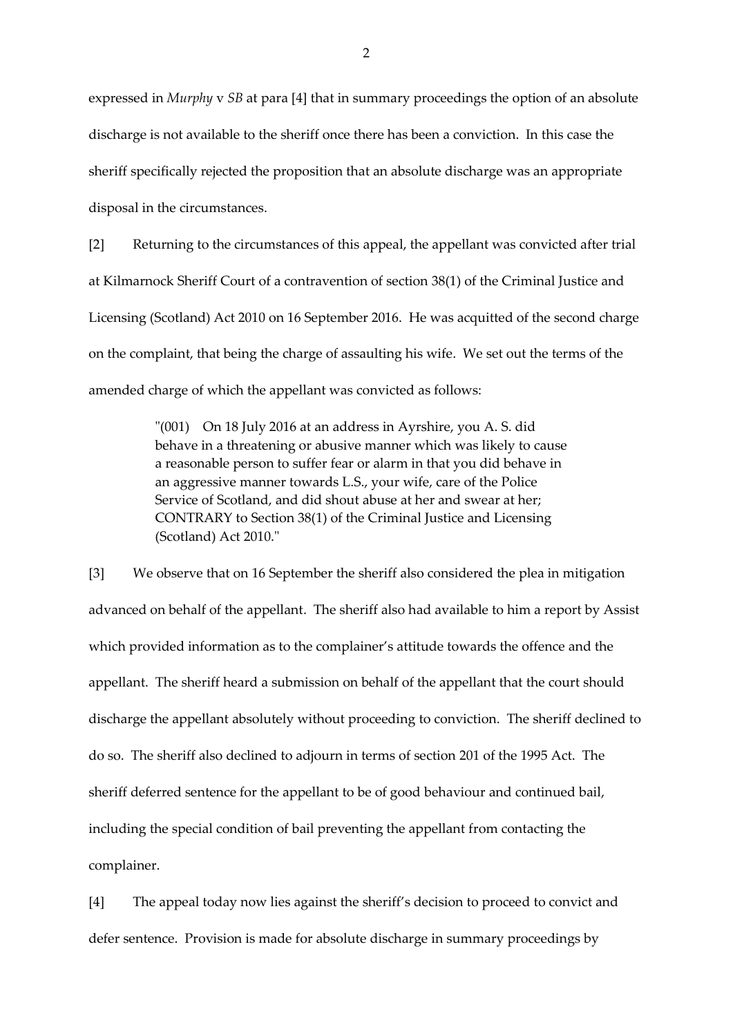expressed in *Murphy* v *SB* at para [4] that in summary proceedings the option of an absolute discharge is not available to the sheriff once there has been a conviction. In this case the sheriff specifically rejected the proposition that an absolute discharge was an appropriate disposal in the circumstances.

[2] Returning to the circumstances of this appeal, the appellant was convicted after trial at Kilmarnock Sheriff Court of a contravention of section 38(1) of the Criminal Justice and Licensing (Scotland) Act 2010 on 16 September 2016. He was acquitted of the second charge on the complaint, that being the charge of assaulting his wife. We set out the terms of the amended charge of which the appellant was convicted as follows:

> "(001) On 18 July 2016 at an address in Ayrshire, you A. S. did behave in a threatening or abusive manner which was likely to cause a reasonable person to suffer fear or alarm in that you did behave in an aggressive manner towards L.S., your wife, care of the Police Service of Scotland, and did shout abuse at her and swear at her; CONTRARY to Section 38(1) of the Criminal Justice and Licensing (Scotland) Act 2010."

[3] We observe that on 16 September the sheriff also considered the plea in mitigation advanced on behalf of the appellant. The sheriff also had available to him a report by Assist which provided information as to the complainer's attitude towards the offence and the appellant. The sheriff heard a submission on behalf of the appellant that the court should discharge the appellant absolutely without proceeding to conviction. The sheriff declined to do so. The sheriff also declined to adjourn in terms of section 201 of the 1995 Act. The sheriff deferred sentence for the appellant to be of good behaviour and continued bail, including the special condition of bail preventing the appellant from contacting the complainer.

[4] The appeal today now lies against the sheriff's decision to proceed to convict and defer sentence. Provision is made for absolute discharge in summary proceedings by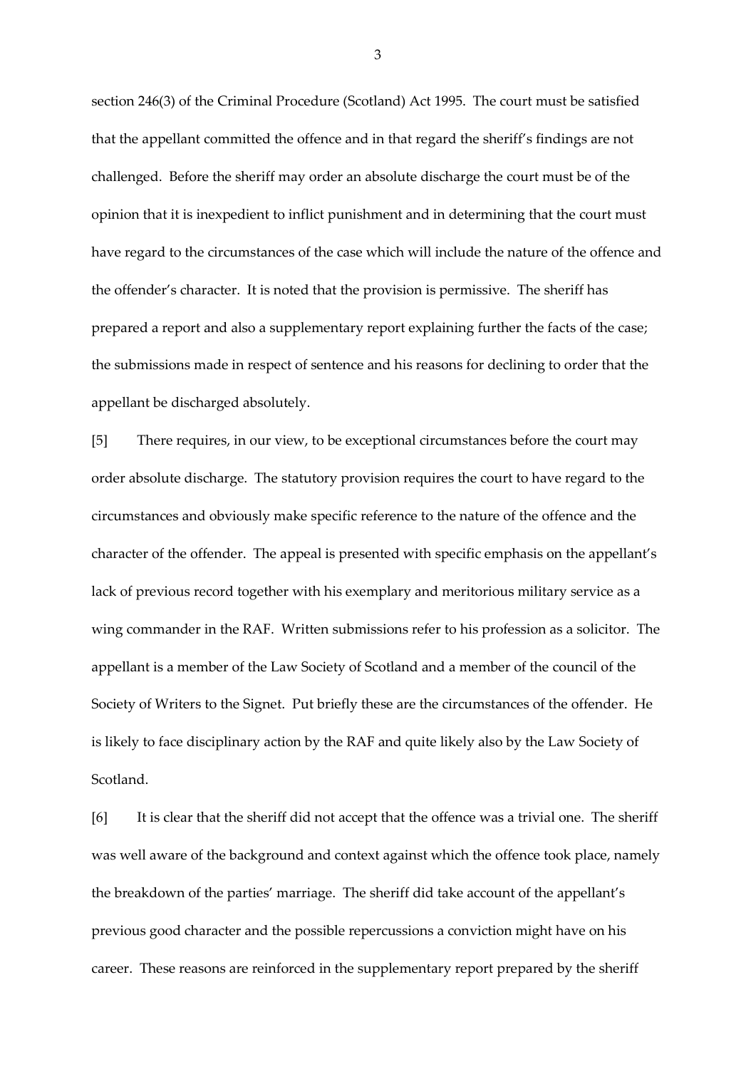section 246(3) of the Criminal Procedure (Scotland) Act 1995. The court must be satisfied that the appellant committed the offence and in that regard the sheriff's findings are not challenged. Before the sheriff may order an absolute discharge the court must be of the opinion that it is inexpedient to inflict punishment and in determining that the court must have regard to the circumstances of the case which will include the nature of the offence and the offender's character. It is noted that the provision is permissive. The sheriff has prepared a report and also a supplementary report explaining further the facts of the case; the submissions made in respect of sentence and his reasons for declining to order that the appellant be discharged absolutely.

[5] There requires, in our view, to be exceptional circumstances before the court may order absolute discharge. The statutory provision requires the court to have regard to the circumstances and obviously make specific reference to the nature of the offence and the character of the offender. The appeal is presented with specific emphasis on the appellant's lack of previous record together with his exemplary and meritorious military service as a wing commander in the RAF. Written submissions refer to his profession as a solicitor. The appellant is a member of the Law Society of Scotland and a member of the council of the Society of Writers to the Signet. Put briefly these are the circumstances of the offender. He is likely to face disciplinary action by the RAF and quite likely also by the Law Society of Scotland.

[6] It is clear that the sheriff did not accept that the offence was a trivial one. The sheriff was well aware of the background and context against which the offence took place, namely the breakdown of the parties' marriage. The sheriff did take account of the appellant's previous good character and the possible repercussions a conviction might have on his career. These reasons are reinforced in the supplementary report prepared by the sheriff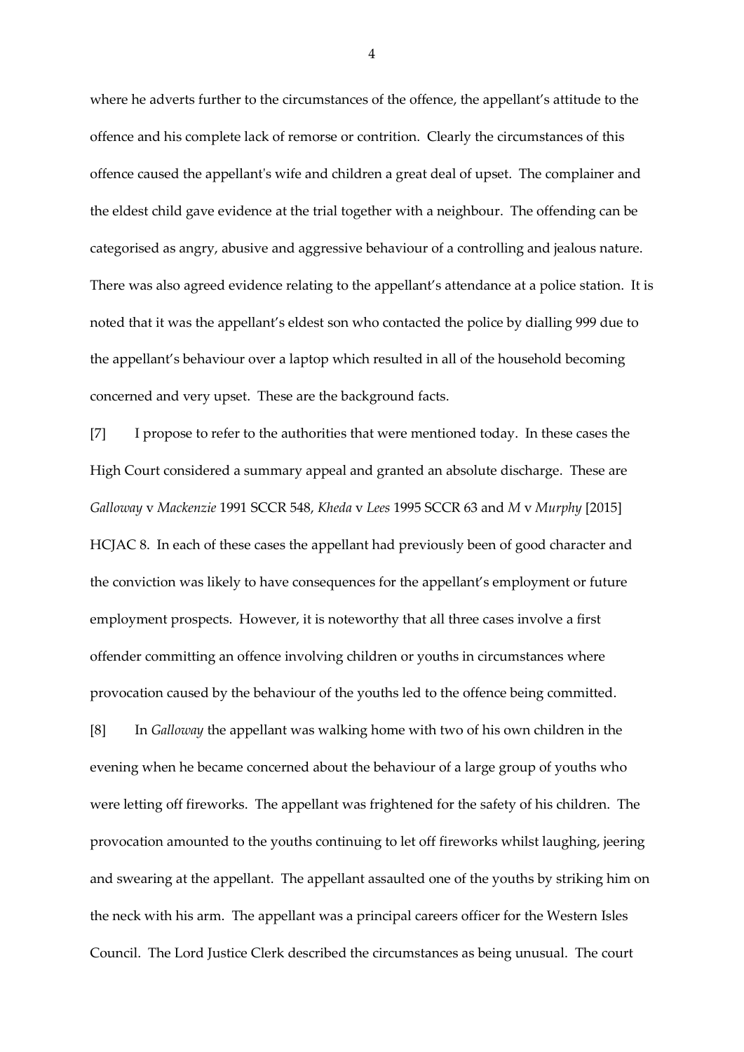where he adverts further to the circumstances of the offence, the appellant's attitude to the offence and his complete lack of remorse or contrition. Clearly the circumstances of this offence caused the appellant's wife and children a great deal of upset. The complainer and the eldest child gave evidence at the trial together with a neighbour. The offending can be categorised as angry, abusive and aggressive behaviour of a controlling and jealous nature. There was also agreed evidence relating to the appellant's attendance at a police station. It is noted that it was the appellant's eldest son who contacted the police by dialling 999 due to the appellant's behaviour over a laptop which resulted in all of the household becoming concerned and very upset. These are the background facts.

[7] I propose to refer to the authorities that were mentioned today. In these cases the High Court considered a summary appeal and granted an absolute discharge. These are *Galloway* v *Mackenzie* 1991 SCCR 548, *Kheda* v *Lees* 1995 SCCR 63 and *M* v *Murphy* [2015] HCJAC 8. In each of these cases the appellant had previously been of good character and the conviction was likely to have consequences for the appellant's employment or future employment prospects. However, it is noteworthy that all three cases involve a first offender committing an offence involving children or youths in circumstances where provocation caused by the behaviour of the youths led to the offence being committed.

[8] In *Galloway* the appellant was walking home with two of his own children in the evening when he became concerned about the behaviour of a large group of youths who were letting off fireworks. The appellant was frightened for the safety of his children. The provocation amounted to the youths continuing to let off fireworks whilst laughing, jeering and swearing at the appellant. The appellant assaulted one of the youths by striking him on the neck with his arm. The appellant was a principal careers officer for the Western Isles Council. The Lord Justice Clerk described the circumstances as being unusual. The court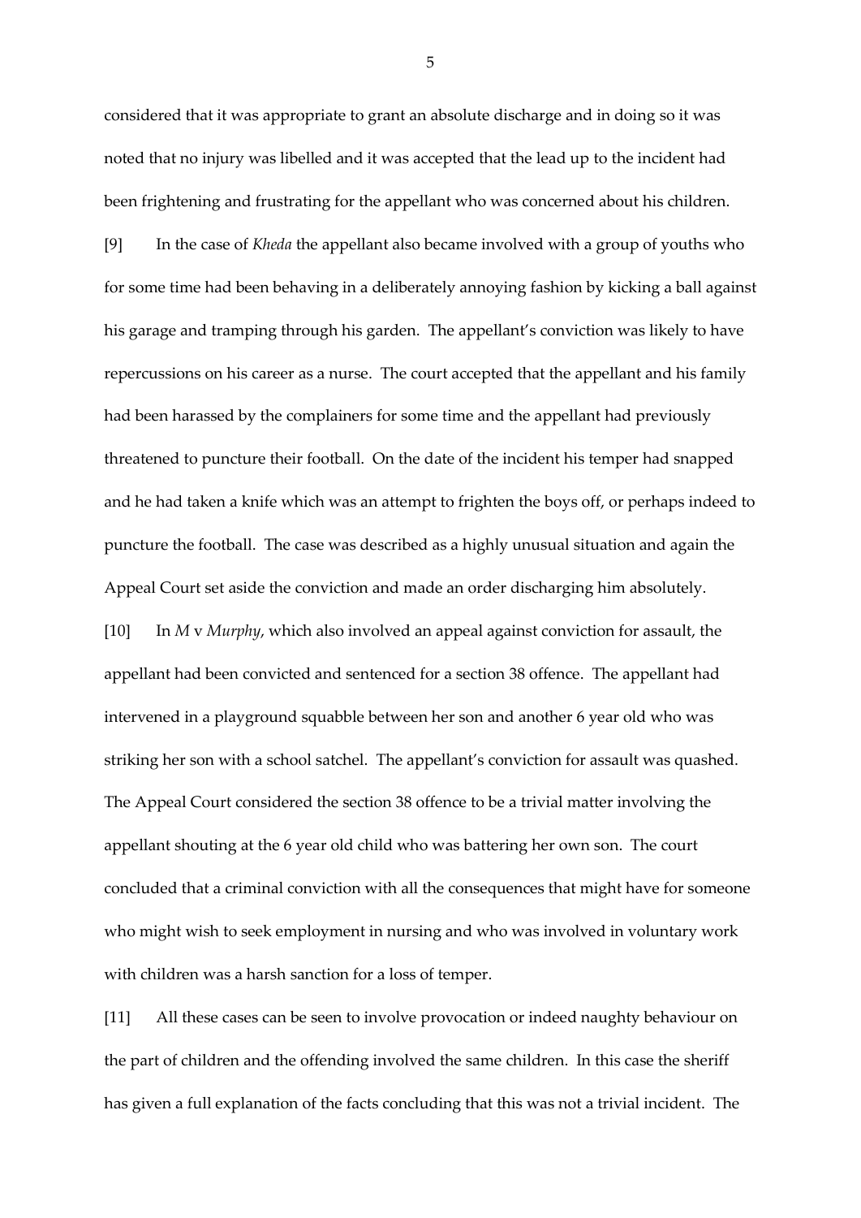considered that it was appropriate to grant an absolute discharge and in doing so it was noted that no injury was libelled and it was accepted that the lead up to the incident had been frightening and frustrating for the appellant who was concerned about his children.

[9] In the case of *Kheda* the appellant also became involved with a group of youths who for some time had been behaving in a deliberately annoying fashion by kicking a ball against his garage and tramping through his garden. The appellant's conviction was likely to have repercussions on his career as a nurse. The court accepted that the appellant and his family had been harassed by the complainers for some time and the appellant had previously threatened to puncture their football. On the date of the incident his temper had snapped and he had taken a knife which was an attempt to frighten the boys off, or perhaps indeed to puncture the football. The case was described as a highly unusual situation and again the Appeal Court set aside the conviction and made an order discharging him absolutely.

[10] In *M* v *Murphy*, which also involved an appeal against conviction for assault, the appellant had been convicted and sentenced for a section 38 offence. The appellant had intervened in a playground squabble between her son and another 6 year old who was striking her son with a school satchel. The appellant's conviction for assault was quashed. The Appeal Court considered the section 38 offence to be a trivial matter involving the appellant shouting at the 6 year old child who was battering her own son. The court concluded that a criminal conviction with all the consequences that might have for someone who might wish to seek employment in nursing and who was involved in voluntary work with children was a harsh sanction for a loss of temper.

[11] All these cases can be seen to involve provocation or indeed naughty behaviour on the part of children and the offending involved the same children. In this case the sheriff has given a full explanation of the facts concluding that this was not a trivial incident. The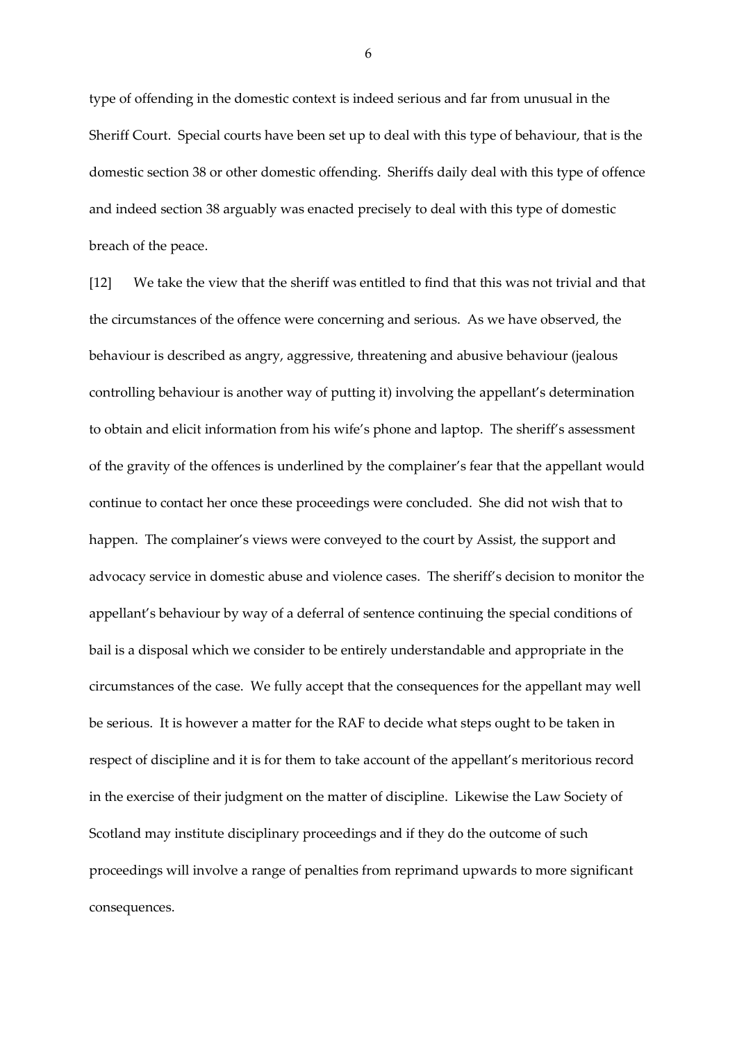type of offending in the domestic context is indeed serious and far from unusual in the Sheriff Court. Special courts have been set up to deal with this type of behaviour, that is the domestic section 38 or other domestic offending. Sheriffs daily deal with this type of offence and indeed section 38 arguably was enacted precisely to deal with this type of domestic breach of the peace.

[12] We take the view that the sheriff was entitled to find that this was not trivial and that the circumstances of the offence were concerning and serious. As we have observed, the behaviour is described as angry, aggressive, threatening and abusive behaviour (jealous controlling behaviour is another way of putting it) involving the appellant's determination to obtain and elicit information from his wife's phone and laptop. The sheriff's assessment of the gravity of the offences is underlined by the complainer's fear that the appellant would continue to contact her once these proceedings were concluded. She did not wish that to happen. The complainer's views were conveyed to the court by Assist, the support and advocacy service in domestic abuse and violence cases. The sheriff's decision to monitor the appellant's behaviour by way of a deferral of sentence continuing the special conditions of bail is a disposal which we consider to be entirely understandable and appropriate in the circumstances of the case. We fully accept that the consequences for the appellant may well be serious. It is however a matter for the RAF to decide what steps ought to be taken in respect of discipline and it is for them to take account of the appellant's meritorious record in the exercise of their judgment on the matter of discipline. Likewise the Law Society of Scotland may institute disciplinary proceedings and if they do the outcome of such proceedings will involve a range of penalties from reprimand upwards to more significant consequences.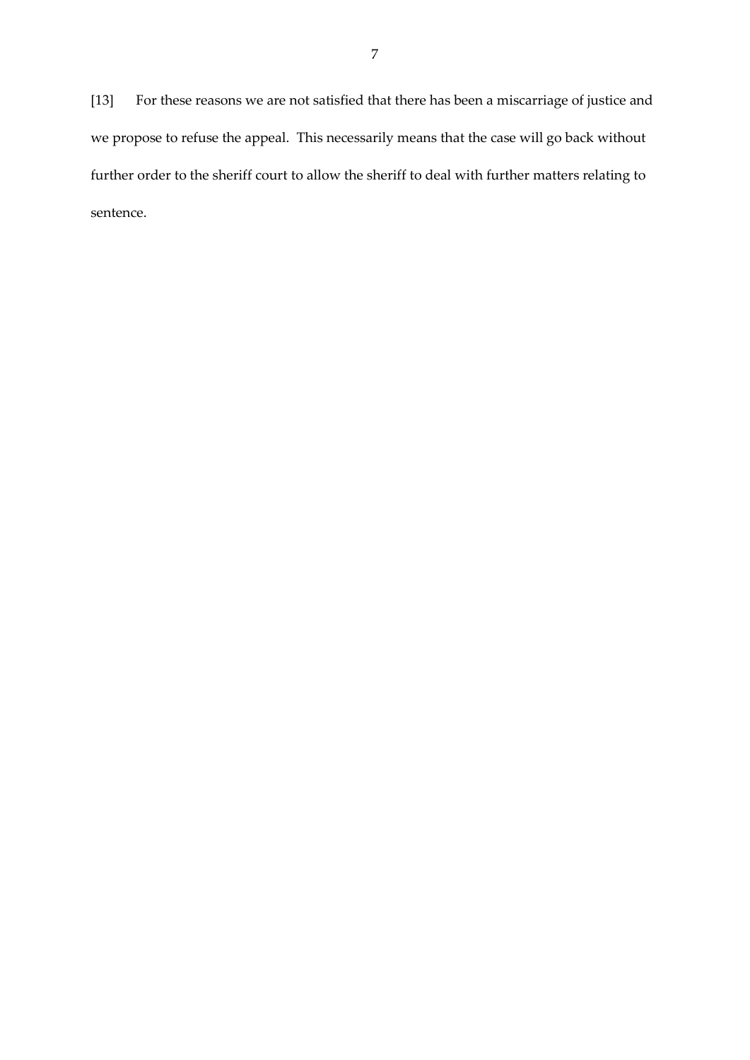[13] For these reasons we are not satisfied that there has been a miscarriage of justice and we propose to refuse the appeal. This necessarily means that the case will go back without further order to the sheriff court to allow the sheriff to deal with further matters relating to sentence.